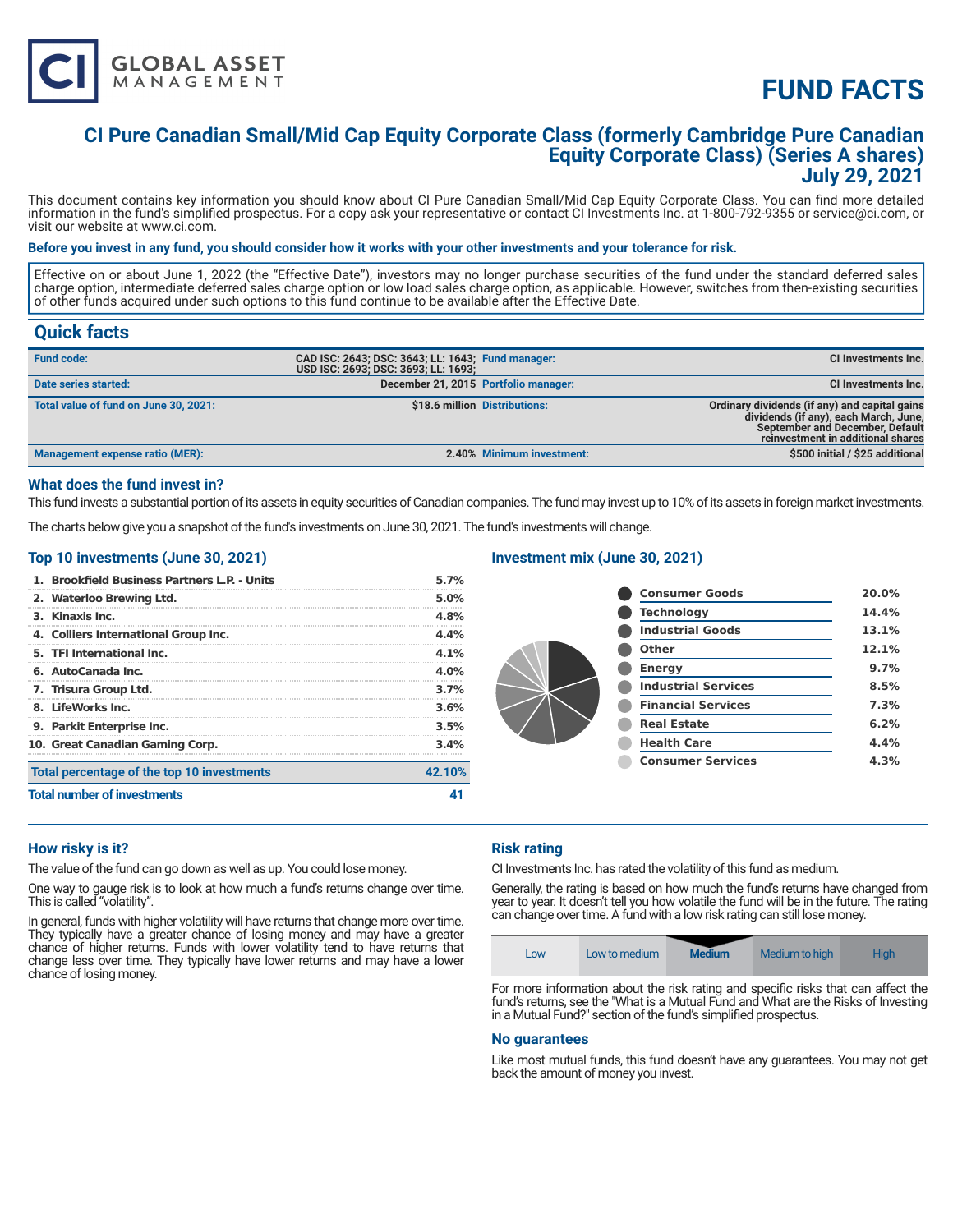# FUND FACTS

CI GLOBAL ASSET MANAGEMENT

## CI Pure Canadian Small/Mid Cap Equity Corporate Class (formerly Cambridge Pure Canadian Equity Corporate Class) (Series A shares)
## July 29, 2021

This document contains key information you should know about CI Pure Canadian Small/Mid Cap Equity Corporate Class. You can find more detailed information in the fund's simplified prospectus. For a copy ask your representative or contact CI Investments Inc. at 1-800-792-9355 or service@ci.com, or visit our website at www.ci.com.

**Before you invest in any fund, you should consider how it works with your other investments and your tolerance for risk.**

Effective on or about June 1, 2022 (the "Effective Date"), investors may no longer purchase securities of the fund under the standard deferred sales charge option, intermediate deferred sales charge option or low load sales charge option, as applicable. However, switches from then-existing securities of other funds acquired under such options to this fund continue to be available after the Effective Date.

## Quick facts

| | | | |
|---|---|---|---|
| **Fund code:** | CAD ISC: 2643; DSC: 3643; LL: 1643; USD ISC: 2693; DSC: 3693; LL: 1693; | **Fund manager:** | CI Investments Inc. |
| **Date series started:** | December 21, 2015 | **Portfolio manager:** | CI Investments Inc. |
| **Total value of fund on June 30, 2021:** | $18.6 million | **Distributions:** | Ordinary dividends (if any) and capital gains dividends (if any), each March, June, September and December, Default reinvestment in additional shares |
| **Management expense ratio (MER):** | 2.40% | **Minimum investment:** | $500 initial / $25 additional |

### What does the fund invest in?

This fund invests a substantial portion of its assets in equity securities of Canadian companies. The fund may invest up to 10% of its assets in foreign market investments.

The charts below give you a snapshot of the fund's investments on June 30, 2021. The fund's investments will change.

### Top 10 investments (June 30, 2021)

| | |
|---|---|
| 1. Brookfield Business Partners L.P. - Units | 5.7% |
| 2. Waterloo Brewing Ltd. | 5.0% |
| 3. Kinaxis Inc. | 4.8% |
| 4. Colliers International Group Inc. | 4.4% |
| 5. TFI International Inc. | 4.1% |
| 6. AutoCanada Inc. | 4.0% |
| 7. Trisura Group Ltd. | 3.7% |
| 8. LifeWorks Inc. | 3.6% |
| 9. Parkit Enterprise Inc. | 3.5% |
| 10. Great Canadian Gaming Corp. | 3.4% |
| **Total percentage of the top 10 investments** | **42.10%** |
| **Total number of investments** | **41** |

### Investment mix (June 30, 2021)

| | |
|---|---|
| Consumer Goods | 20.0% |
| Technology | 14.4% |
| Industrial Goods | 13.1% |
| Other | 12.1% |
| Energy | 9.7% |
| Industrial Services | 8.5% |
| Financial Services | 7.3% |
| Real Estate | 6.2% |
| Health Care | 4.4% |
| Consumer Services | 4.3% |

### How risky is it?

The value of the fund can go down as well as up. You could lose money.

One way to gauge risk is to look at how much a fund's returns change over time. This is called "volatility".

In general, funds with higher volatility will have returns that change more over time. They typically have a greater chance of losing money and may have a greater chance of higher returns. Funds with lower volatility tend to have returns that change less over time. They typically have lower returns and may have a lower chance of losing money.

### Risk rating

CI Investments Inc. has rated the volatility of this fund as medium.

Generally, the rating is based on how much the fund's returns have changed from year to year. It doesn't tell you how volatile the fund will be in the future. The rating can change over time. A fund with a low risk rating can still lose money.

| Low | Low to medium | **Medium** | Medium to high | High |
|---|---|---|---|---|

For more information about the risk rating and specific risks that can affect the fund's returns, see the "What is a Mutual Fund and What are the Risks of Investing in a Mutual Fund?" section of the fund's simplified prospectus.

### No guarantees

Like most mutual funds, this fund doesn't have any guarantees. You may not get back the amount of money you invest.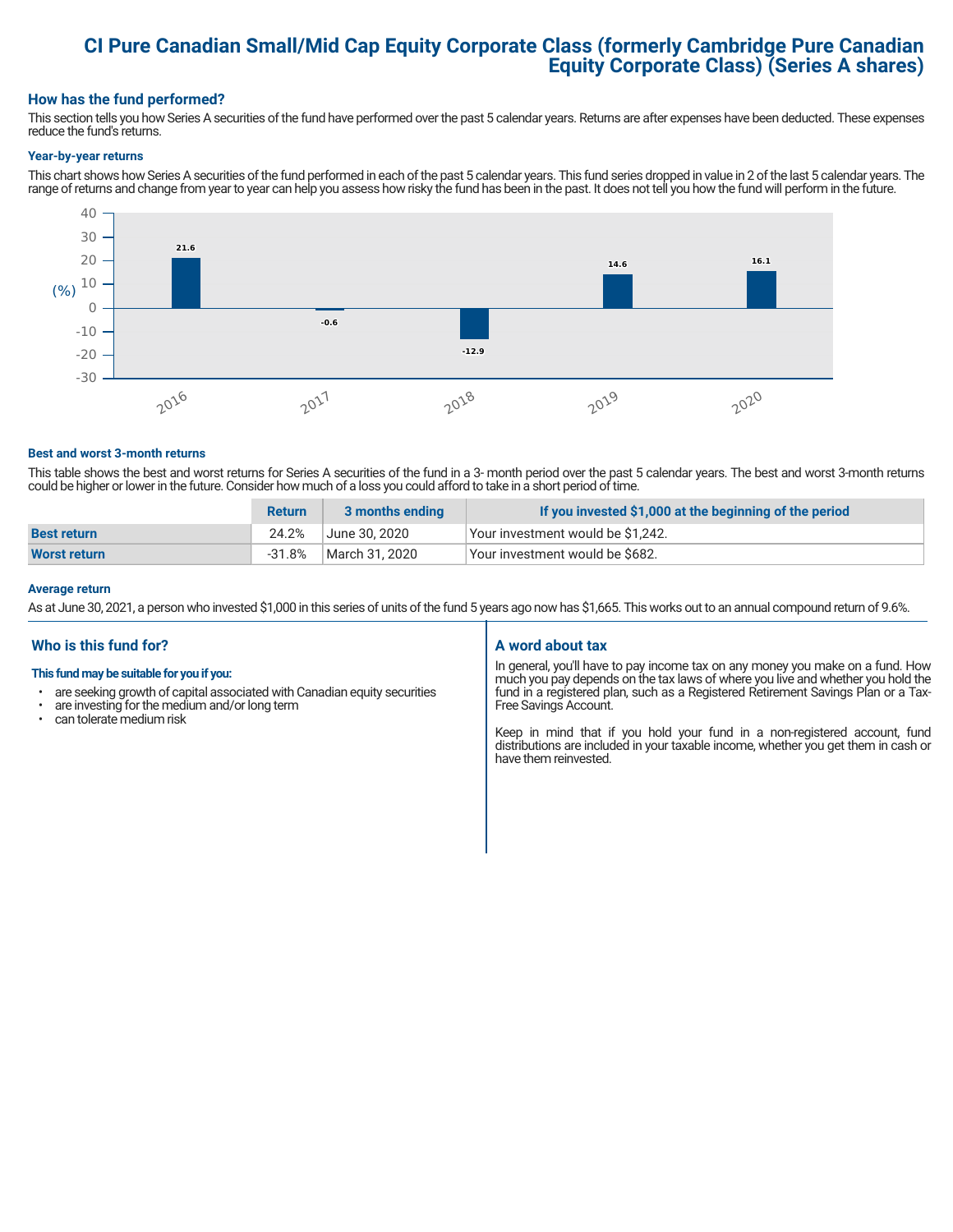# CI Pure Canadian Small/Mid Cap Equity Corporate Class (formerly Cambridge Pure Canadian Equity Corporate Class) (Series A shares)

## How has the fund performed?

This section tells you how Series A securities of the fund have performed over the past 5 calendar years. Returns are after expenses have been deducted. These expenses reduce the fund's returns.

### Year-by-year returns

This chart shows how Series A securities of the fund performed in each of the past 5 calendar years. This fund series dropped in value in 2 of the last 5 calendar years. The range of returns and change from year to year can help you assess how risky the fund has been in the past. It does not tell you how the fund will perform in the future.

| Year | Return (%) |
|---|---|
| 2016 | 21.6 |
| 2017 | -0.6 |
| 2018 | -12.9 |
| 2019 | 14.6 |
| 2020 | 16.1 |

### Best and worst 3-month returns

This table shows the best and worst returns for Series A securities of the fund in a 3- month period over the past 5 calendar years. The best and worst 3-month returns could be higher or lower in the future. Consider how much of a loss you could afford to take in a short period of time.

| | Return | 3 months ending | If you invested $1,000 at the beginning of the period |
|---|---|---|---|
| **Best return** | 24.2% | June 30, 2020 | Your investment would be $1,242. |
| **Worst return** | -31.8% | March 31, 2020 | Your investment would be $682. |

### Average return

As at June 30, 2021, a person who invested $1,000 in this series of units of the fund 5 years ago now has $1,665. This works out to an annual compound return of 9.6%.

## Who is this fund for?

**This fund may be suitable for you if you:**

- are seeking growth of capital associated with Canadian equity securities
- are investing for the medium and/or long term
- can tolerate medium risk

## A word about tax

In general, you'll have to pay income tax on any money you make on a fund. How much you pay depends on the tax laws of where you live and whether you hold the fund in a registered plan, such as a Registered Retirement Savings Plan or a Tax-Free Savings Account.

Keep in mind that if you hold your fund in a non-registered account, fund distributions are included in your taxable income, whether you get them in cash or have them reinvested.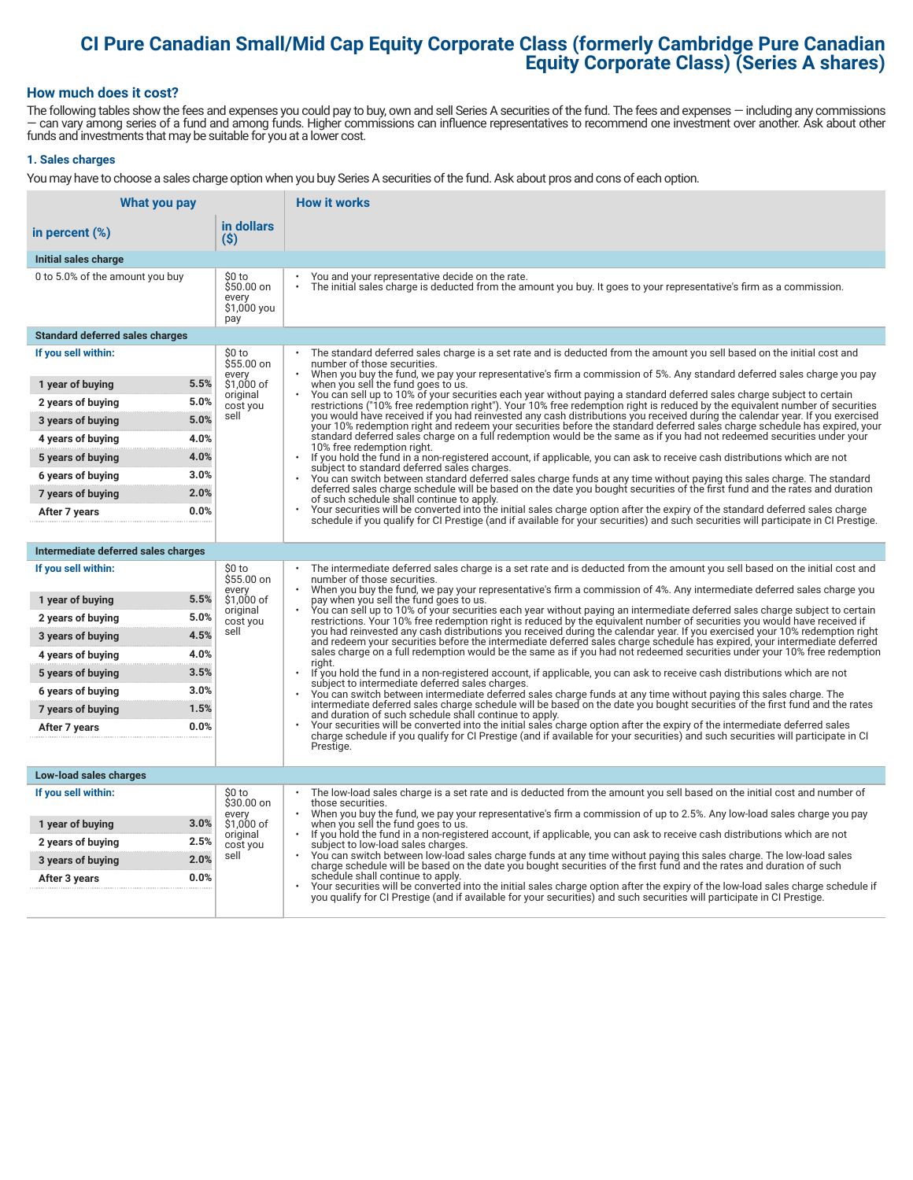# CI Pure Canadian Small/Mid Cap Equity Corporate Class (formerly Cambridge Pure Canadian Equity Corporate Class) (Series A shares)

## How much does it cost?

The following tables show the fees and expenses you could pay to buy, own and sell Series A securities of the fund. The fees and expenses — including any commissions — can vary among series of a fund and among funds. Higher commissions can influence representatives to recommend one investment over another. Ask about other funds and investments that may be suitable for you at a lower cost.

### 1. Sales charges

You may have to choose a sales charge option when you buy Series A securities of the fund. Ask about pros and cons of each option.

| What you pay | | | How it works |
|---|---|---|---|
| **in percent (%)** | | **in dollars ($)** | |
| **Initial sales charge** | | | |
| 0 to 5.0% of the amount you buy | | $0 to $50.00 on every $1,000 you pay | • You and your representative decide on the rate.<br>• The initial sales charge is deducted from the amount you buy. It goes to your representative's firm as a commission. |
| **Standard deferred sales charges** | | | |
| **If you sell within:** | | $0 to $55.00 on every $1,000 of original cost you sell | • The standard deferred sales charge is a set rate and is deducted from the amount you sell based on the initial cost and number of those securities.<br>• When you buy the fund, we pay your representative's firm a commission of 5%. Any standard deferred sales charge you pay when you sell the fund goes to us.<br>• You can sell up to 10% of your securities each year without paying a standard deferred sales charge subject to certain restrictions ("10% free redemption right"). Your 10% free redemption right is reduced by the equivalent number of securities you would have received if you had reinvested any cash distributions you received during the calendar year. If you exercised your 10% redemption right and redeem your securities before the standard deferred sales charge schedule has expired, your standard deferred sales charge on a full redemption would be the same as if you had not redeemed securities under your 10% free redemption right.<br>• If you hold the fund in a non-registered account, if applicable, you can ask to receive cash distributions which are not subject to standard deferred sales charges.<br>• You can switch between standard deferred sales charge funds at any time without paying this sales charge. The standard deferred sales charge schedule will be based on the date you bought securities of the first fund and the rates and duration of such schedule shall continue to apply.<br>• Your securities will be converted into the initial sales charge option after the expiry of the standard deferred sales charge schedule if you qualify for CI Prestige (and if available for your securities) and such securities will participate in CI Prestige. |
| **1 year of buying** | **5.5%** | | |
| **2 years of buying** | **5.0%** | | |
| **3 years of buying** | **5.0%** | | |
| **4 years of buying** | **4.0%** | | |
| **5 years of buying** | **4.0%** | | |
| **6 years of buying** | **3.0%** | | |
| **7 years of buying** | **2.0%** | | |
| **After 7 years** | **0.0%** | | |
| **Intermediate deferred sales charges** | | | |
| **If you sell within:** | | $0 to $55.00 on every $1,000 of original cost you sell | • The intermediate deferred sales charge is a set rate and is deducted from the amount you sell based on the initial cost and number of those securities.<br>• When you buy the fund, we pay your representative's firm a commission of 4%. Any intermediate deferred sales charge you pay when you sell the fund goes to us.<br>• You can sell up to 10% of your securities each year without paying an intermediate deferred sales charge subject to certain restrictions. Your 10% free redemption right is reduced by the equivalent number of securities you would have received if you had reinvested any cash distributions you received during the calendar year. If you exercised your 10% redemption right and redeem your securities before the intermediate deferred sales charge schedule has expired, your intermediate deferred sales charge on a full redemption would be the same as if you had not redeemed securities under your 10% free redemption right.<br>• If you hold the fund in a non-registered account, if applicable, you can ask to receive cash distributions which are not subject to intermediate deferred sales charges.<br>• You can switch between intermediate deferred sales charge funds at any time without paying this sales charge. The intermediate deferred sales charge schedule will be based on the date you bought securities of the first fund and the rates and duration of such schedule shall continue to apply.<br>• Your securities will be converted into the initial sales charge option after the expiry of the intermediate deferred sales charge schedule if you qualify for CI Prestige (and if available for your securities) and such securities will participate in CI Prestige. |
| **1 year of buying** | **5.5%** | | |
| **2 years of buying** | **5.0%** | | |
| **3 years of buying** | **4.5%** | | |
| **4 years of buying** | **4.0%** | | |
| **5 years of buying** | **3.5%** | | |
| **6 years of buying** | **3.0%** | | |
| **7 years of buying** | **1.5%** | | |
| **After 7 years** | **0.0%** | | |
| **Low-load sales charges** | | | |
| **If you sell within:** | | $0 to $30.00 on every $1,000 of original cost you sell | • The low-load sales charge is a set rate and is deducted from the amount you sell based on the initial cost and number of those securities.<br>• When you buy the fund, we pay your representative's firm a commission of up to 2.5%. Any low-load sales charge you pay when you sell the fund goes to us.<br>• If you hold the fund in a non-registered account, if applicable, you can ask to receive cash distributions which are not subject to low-load sales charges.<br>• You can switch between low-load sales charge funds at any time without paying this sales charge. The low-load sales charge schedule will be based on the date you bought securities of the first fund and the rates and duration of such schedule shall continue to apply.<br>• Your securities will be converted into the initial sales charge option after the expiry of the low-load sales charge schedule if you qualify for CI Prestige (and if available for your securities) and such securities will participate in CI Prestige. |
| **1 year of buying** | **3.0%** | | |
| **2 years of buying** | **2.5%** | | |
| **3 years of buying** | **2.0%** | | |
| **After 3 years** | **0.0%** | | |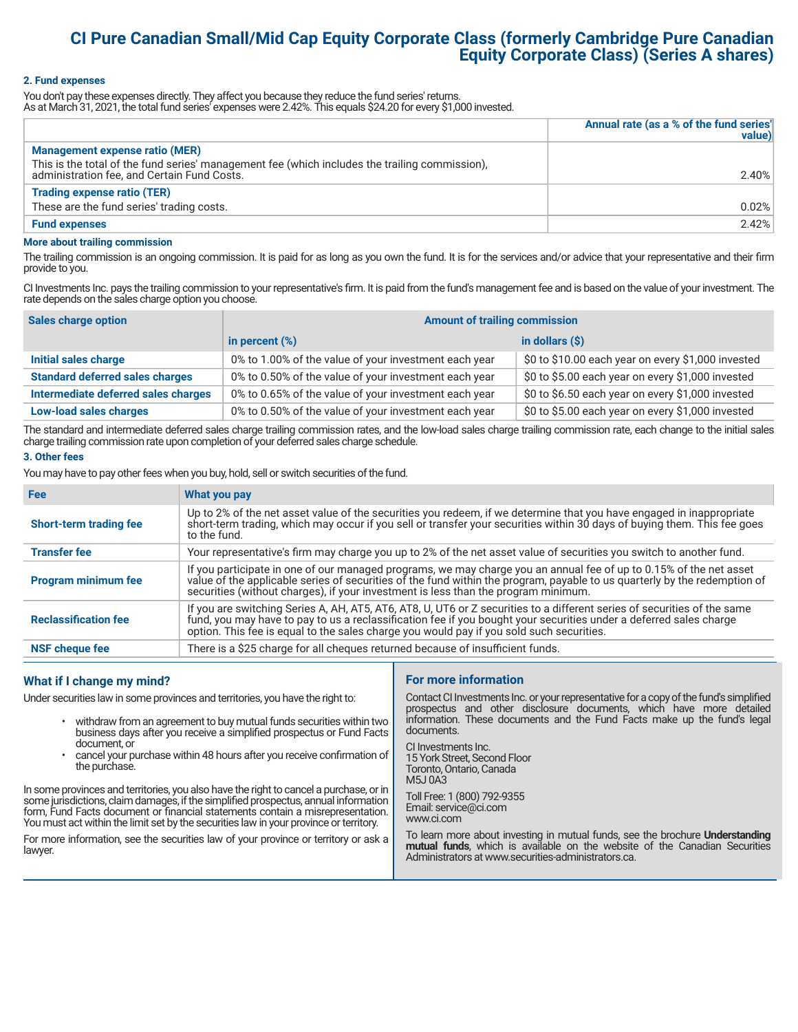# CI Pure Canadian Small/Mid Cap Equity Corporate Class (formerly Cambridge Pure Canadian Equity Corporate Class) (Series A shares)

### 2. Fund expenses

You don't pay these expenses directly. They affect you because they reduce the fund series' returns.
As at March 31, 2021, the total fund series' expenses were 2.42%. This equals $24.20 for every $1,000 invested.

| | Annual rate (as a % of the fund series' value) |
|---|---|
| **Management expense ratio (MER)**<br>This is the total of the fund series' management fee (which includes the trailing commission), administration fee, and Certain Fund Costs. | 2.40% |
| **Trading expense ratio (TER)**<br>These are the fund series' trading costs. | 0.02% |
| **Fund expenses** | 2.42% |

#### More about trailing commission

The trailing commission is an ongoing commission. It is paid for as long as you own the fund. It is for the services and/or advice that your representative and their firm provide to you.

CI Investments Inc. pays the trailing commission to your representative's firm. It is paid from the fund's management fee and is based on the value of your investment. The rate depends on the sales charge option you choose.

| Sales charge option | Amount of trailing commission | |
|---|---|---|
| | in percent (%) | in dollars ($) |
| **Initial sales charge** | 0% to 1.00% of the value of your investment each year | $0 to $10.00 each year on every $1,000 invested |
| **Standard deferred sales charges** | 0% to 0.50% of the value of your investment each year | $0 to $5.00 each year on every $1,000 invested |
| **Intermediate deferred sales charges** | 0% to 0.65% of the value of your investment each year | $0 to $6.50 each year on every $1,000 invested |
| **Low-load sales charges** | 0% to 0.50% of the value of your investment each year | $0 to $5.00 each year on every $1,000 invested |

The standard and intermediate deferred sales charge trailing commission rates, and the low-load sales charge trailing commission rate, each change to the initial sales charge trailing commission rate upon completion of your deferred sales charge schedule.

### 3. Other fees

You may have to pay other fees when you buy, hold, sell or switch securities of the fund.

| Fee | What you pay |
|---|---|
| **Short-term trading fee** | Up to 2% of the net asset value of the securities you redeem, if we determine that you have engaged in inappropriate short-term trading, which may occur if you sell or transfer your securities within 30 days of buying them. This fee goes to the fund. |
| **Transfer fee** | Your representative's firm may charge you up to 2% of the net asset value of securities you switch to another fund. |
| **Program minimum fee** | If you participate in one of our managed programs, we may charge you an annual fee of up to 0.15% of the net asset value of the applicable series of securities of the fund within the program, payable to us quarterly by the redemption of securities (without charges), if your investment is less than the program minimum. |
| **Reclassification fee** | If you are switching Series A, AH, AT5, AT6, AT8, U, UT6 or Z securities to a different series of securities of the same fund, you may have to pay to us a reclassification fee if you bought your securities under a deferred sales charge option. This fee is equal to the sales charge you would pay if you sold such securities. |
| **NSF cheque fee** | There is a $25 charge for all cheques returned because of insufficient funds. |

## What if I change my mind?

Under securities law in some provinces and territories, you have the right to:

- withdraw from an agreement to buy mutual funds securities within two business days after you receive a simplified prospectus or Fund Facts document, or
- cancel your purchase within 48 hours after you receive confirmation of the purchase.

In some provinces and territories, you also have the right to cancel a purchase, or in some jurisdictions, claim damages, if the simplified prospectus, annual information form, Fund Facts document or financial statements contain a misrepresentation. You must act within the limit set by the securities law in your province or territory.

For more information, see the securities law of your province or territory or ask a lawyer.

## For more information

Contact CI Investments Inc. or your representative for a copy of the fund's simplified prospectus and other disclosure documents, which have more detailed information. These documents and the Fund Facts make up the fund's legal documents.

CI Investments Inc.
15 York Street, Second Floor
Toronto, Ontario, Canada
M5J 0A3

Toll Free: 1 (800) 792-9355
Email: service@ci.com
www.ci.com

To learn more about investing in mutual funds, see the brochure **Understanding mutual funds**, which is available on the website of the Canadian Securities Administrators at www.securities-administrators.ca.